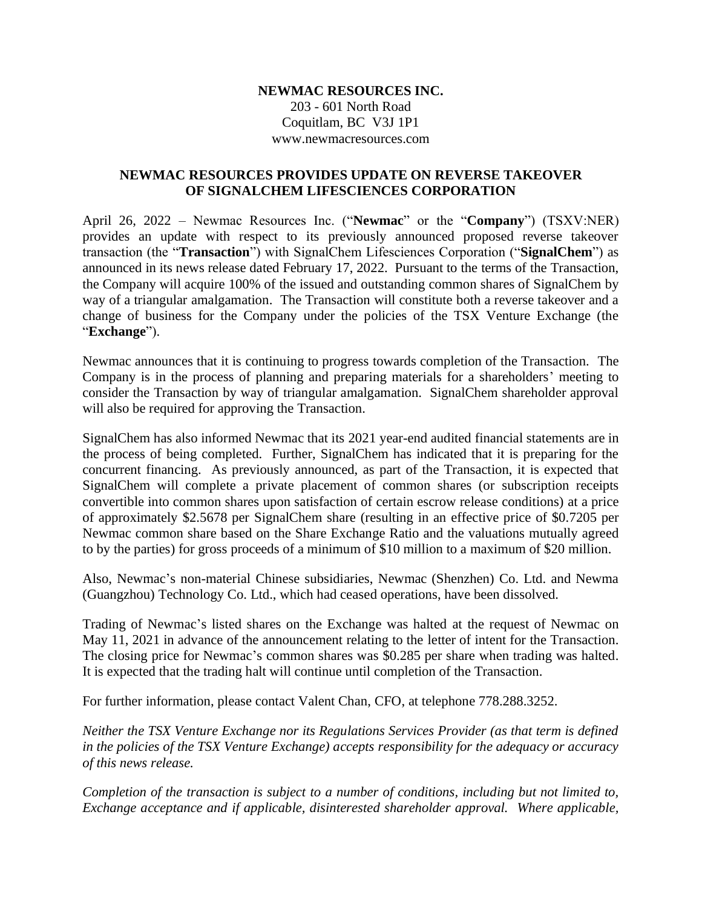**NEWMAC RESOURCES INC.**
203 - 601 North Road
Coquitlam, BC V3J 1P1
www.newmacresources.com

# NEWMAC RESOURCES PROVIDES UPDATE ON REVERSE TAKEOVER OF SIGNALCHEM LIFESCIENCES CORPORATION

April 26, 2022 – Newmac Resources Inc. ("**Newmac**" or the "**Company**") (TSXV:NER) provides an update with respect to its previously announced proposed reverse takeover transaction (the "**Transaction**") with SignalChem Lifesciences Corporation ("**SignalChem**") as announced in its news release dated February 17, 2022. Pursuant to the terms of the Transaction, the Company will acquire 100% of the issued and outstanding common shares of SignalChem by way of a triangular amalgamation. The Transaction will constitute both a reverse takeover and a change of business for the Company under the policies of the TSX Venture Exchange (the "**Exchange**").

Newmac announces that it is continuing to progress towards completion of the Transaction. The Company is in the process of planning and preparing materials for a shareholders' meeting to consider the Transaction by way of triangular amalgamation. SignalChem shareholder approval will also be required for approving the Transaction.

SignalChem has also informed Newmac that its 2021 year-end audited financial statements are in the process of being completed. Further, SignalChem has indicated that it is preparing for the concurrent financing. As previously announced, as part of the Transaction, it is expected that SignalChem will complete a private placement of common shares (or subscription receipts convertible into common shares upon satisfaction of certain escrow release conditions) at a price of approximately $2.5678 per SignalChem share (resulting in an effective price of $0.7205 per Newmac common share based on the Share Exchange Ratio and the valuations mutually agreed to by the parties) for gross proceeds of a minimum of $10 million to a maximum of $20 million.

Also, Newmac's non-material Chinese subsidiaries, Newmac (Shenzhen) Co. Ltd. and Newma (Guangzhou) Technology Co. Ltd., which had ceased operations, have been dissolved.

Trading of Newmac's listed shares on the Exchange was halted at the request of Newmac on May 11, 2021 in advance of the announcement relating to the letter of intent for the Transaction. The closing price for Newmac's common shares was $0.285 per share when trading was halted. It is expected that the trading halt will continue until completion of the Transaction.

For further information, please contact Valent Chan, CFO, at telephone 778.288.3252.

*Neither the TSX Venture Exchange nor its Regulations Services Provider (as that term is defined in the policies of the TSX Venture Exchange) accepts responsibility for the adequacy or accuracy of this news release.*

*Completion of the transaction is subject to a number of conditions, including but not limited to, Exchange acceptance and if applicable, disinterested shareholder approval. Where applicable,*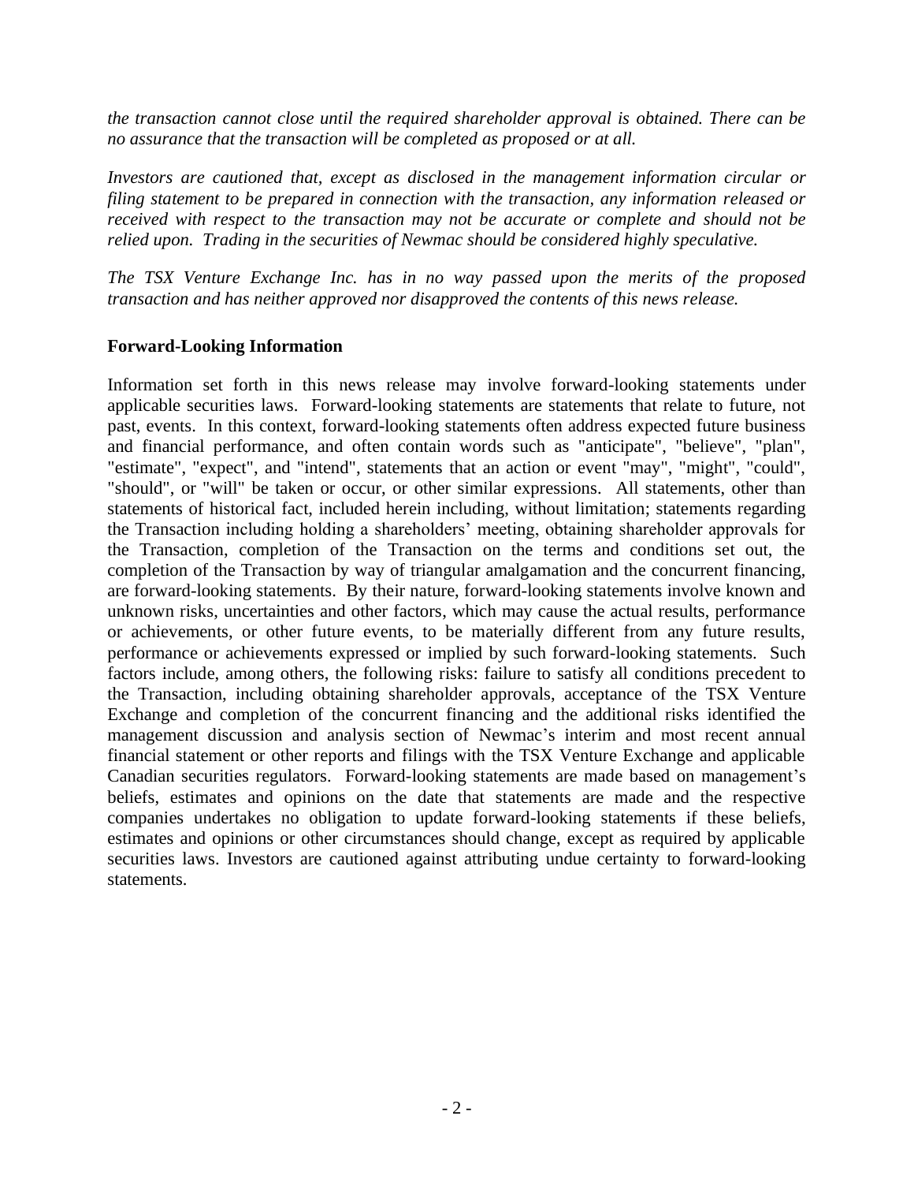*the transaction cannot close until the required shareholder approval is obtained. There can be no assurance that the transaction will be completed as proposed or at all.*

*Investors are cautioned that, except as disclosed in the management information circular or filing statement to be prepared in connection with the transaction, any information released or received with respect to the transaction may not be accurate or complete and should not be relied upon. Trading in the securities of Newmac should be considered highly speculative.*

*The TSX Venture Exchange Inc. has in no way passed upon the merits of the proposed transaction and has neither approved nor disapproved the contents of this news release.*

**Forward-Looking Information**

Information set forth in this news release may involve forward-looking statements under applicable securities laws. Forward-looking statements are statements that relate to future, not past, events. In this context, forward-looking statements often address expected future business and financial performance, and often contain words such as "anticipate", "believe", "plan", "estimate", "expect", and "intend", statements that an action or event "may", "might", "could", "should", or "will" be taken or occur, or other similar expressions. All statements, other than statements of historical fact, included herein including, without limitation; statements regarding the Transaction including holding a shareholders' meeting, obtaining shareholder approvals for the Transaction, completion of the Transaction on the terms and conditions set out, the completion of the Transaction by way of triangular amalgamation and the concurrent financing, are forward-looking statements. By their nature, forward-looking statements involve known and unknown risks, uncertainties and other factors, which may cause the actual results, performance or achievements, or other future events, to be materially different from any future results, performance or achievements expressed or implied by such forward-looking statements. Such factors include, among others, the following risks: failure to satisfy all conditions precedent to the Transaction, including obtaining shareholder approvals, acceptance of the TSX Venture Exchange and completion of the concurrent financing and the additional risks identified the management discussion and analysis section of Newmac's interim and most recent annual financial statement or other reports and filings with the TSX Venture Exchange and applicable Canadian securities regulators. Forward-looking statements are made based on management's beliefs, estimates and opinions on the date that statements are made and the respective companies undertakes no obligation to update forward-looking statements if these beliefs, estimates and opinions or other circumstances should change, except as required by applicable securities laws. Investors are cautioned against attributing undue certainty to forward-looking statements.